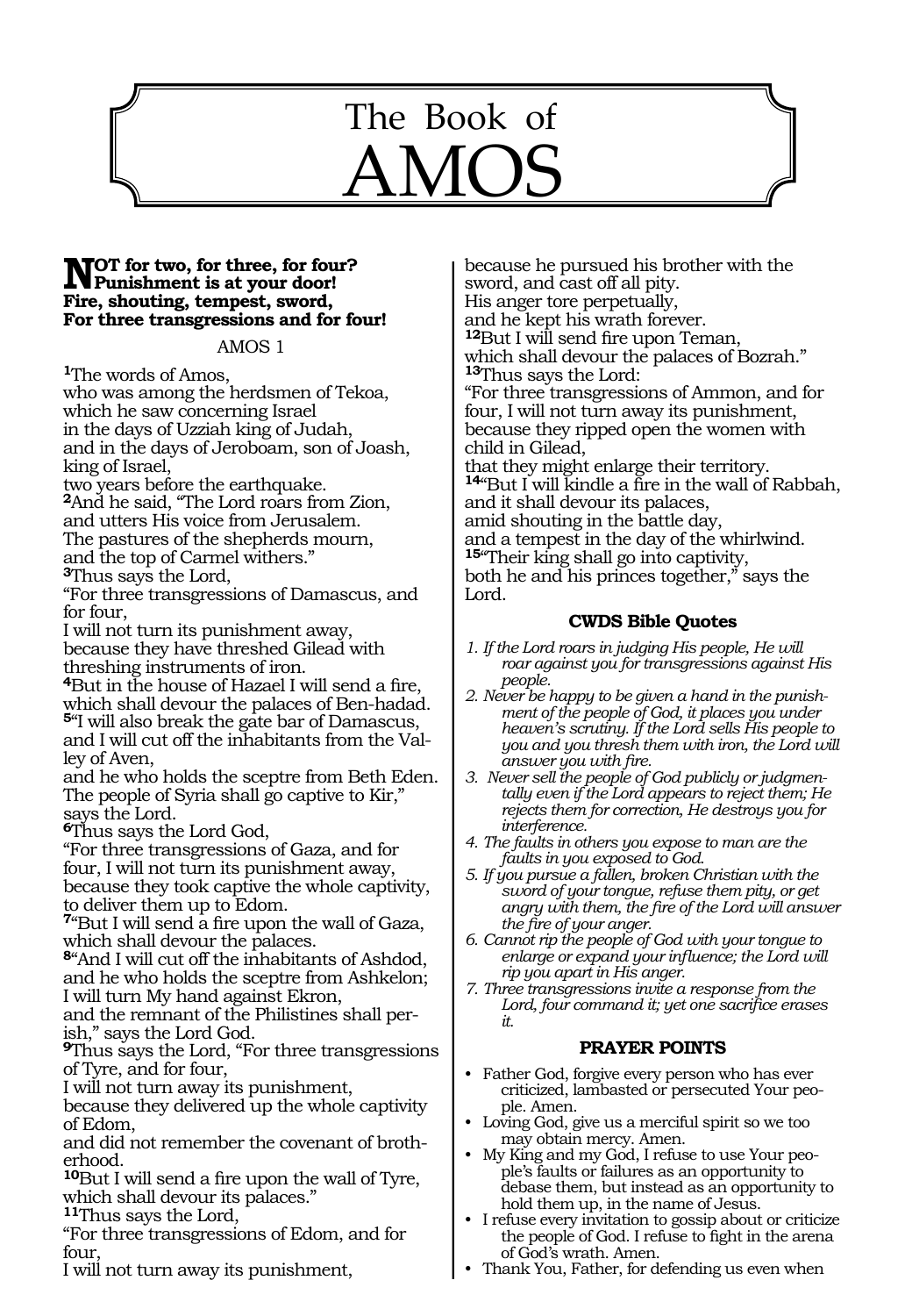# The Book of AMOS

**NOT for two, for three, for four?**
**Punishment is at your door!**
**Fire, shouting, tempest, sword,**
**For three transgressions and for four!**

AMOS 1

[1]The words of Amos,
who was among the herdsmen of Tekoa,
which he saw concerning Israel
in the days of Uzziah king of Judah,
and in the days of Jeroboam, son of Joash, king of Israel,
two years before the earthquake.
[2]And he said, "The Lord roars from Zion,
and utters His voice from Jerusalem.
The pastures of the shepherds mourn,
and the top of Carmel withers."
[3]Thus says the Lord,
"For three transgressions of Damascus, and for four,
I will not turn its punishment away,
because they have threshed Gilead with threshing instruments of iron.
[4]But in the house of Hazael I will send a fire,
which shall devour the palaces of Ben-hadad.
[5]"I will also break the gate bar of Damascus,
and I will cut off the inhabitants from the Valley of Aven,
and he who holds the sceptre from Beth Eden.
The people of Syria shall go captive to Kir,"
says the Lord.
[6]Thus says the Lord God,
"For three transgressions of Gaza, and for four, I will not turn its punishment away,
because they took captive the whole captivity,
to deliver them up to Edom.
[7]"But I will send a fire upon the wall of Gaza,
which shall devour the palaces.
[8]"And I will cut off the inhabitants of Ashdod,
and he who holds the sceptre from Ashkelon;
I will turn My hand against Ekron,
and the remnant of the Philistines shall perish," says the Lord God.
[9]Thus says the Lord, "For three transgressions of Tyre, and for four,
I will not turn away its punishment,
because they delivered up the whole captivity of Edom,
and did not remember the covenant of brotherhood.
[10]But I will send a fire upon the wall of Tyre,
which shall devour its palaces."
[11]Thus says the Lord,
"For three transgressions of Edom, and for four,
I will not turn away its punishment,
because he pursued his brother with the sword, and cast off all pity.
His anger tore perpetually,
and he kept his wrath forever.
[12]But I will send fire upon Teman,
which shall devour the palaces of Bozrah."
[13]Thus says the Lord:
"For three transgressions of Ammon, and for four, I will not turn away its punishment,
because they ripped open the women with child in Gilead,
that they might enlarge their territory.
[14]"But I will kindle a fire in the wall of Rabbah,
and it shall devour its palaces,
amid shouting in the battle day,
and a tempest in the day of the whirlwind.
[15]"Their king shall go into captivity,
both he and his princes together," says the Lord.

### CWDS Bible Quotes

1. *If the Lord roars in judging His people, He will roar against you for transgressions against His people.*
2. *Never be happy to be given a hand in the punishment of the people of God, it places you under heaven's scrutiny. If the Lord sells His people to you and you thresh them with iron, the Lord will answer you with fire.*
3. *Never sell the people of God publicly or judgmentally even if the Lord appears to reject them; He rejects them for correction, He destroys you for interference.*
4. *The faults in others you expose to man are the faults in you exposed to God.*
5. *If you pursue a fallen, broken Christian with the sword of your tongue, refuse them pity, or get angry with them, the fire of the Lord will answer the fire of your anger.*
6. *Cannot rip the people of God with your tongue to enlarge or expand your influence; the Lord will rip you apart in His anger.*
7. *Three transgressions invite a response from the Lord, four command it; yet one sacrifice erases it.*

### PRAYER POINTS

- Father God, forgive every person who has ever criticized, lambasted or persecuted Your people. Amen.
- Loving God, give us a merciful spirit so we too may obtain mercy. Amen.
- My King and my God, I refuse to use Your people's faults or failures as an opportunity to debase them, but instead as an opportunity to hold them up, in the name of Jesus.
- I refuse every invitation to gossip about or criticize the people of God. I refuse to fight in the arena of God's wrath. Amen.
- Thank You, Father, for defending us even when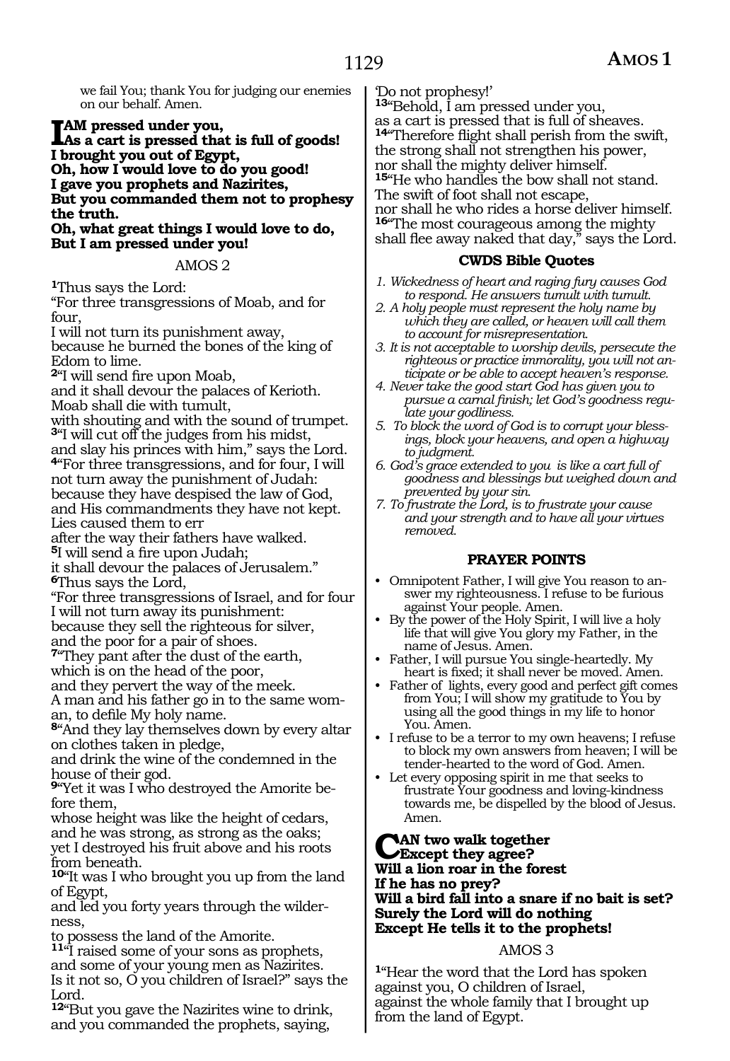we fail You; thank You for judging our enemies on our behalf. Amen.

**I AM pressed under you,**
**As a cart is pressed that is full of goods!**
**I brought you out of Egypt,**
**Oh, how I would love to do you good!**
**I gave you prophets and Nazirites,**
**But you commanded them not to prophesy the truth.**
**Oh, what great things I would love to do,**
**But I am pressed under you!**

## AMOS 2

1Thus says the Lord:
"For three transgressions of Moab, and for four,
I will not turn its punishment away,
because he burned the bones of the king of Edom to lime.
2"I will send fire upon Moab,
and it shall devour the palaces of Kerioth.
Moab shall die with tumult,
with shouting and with the sound of trumpet.
3"I will cut off the judges from his midst,
and slay his princes with him," says the Lord.
4"For three transgressions, and for four, I will not turn away the punishment of Judah:
because they have despised the law of God,
and His commandments they have not kept.
Lies caused them to err
after the way their fathers have walked.
5I will send a fire upon Judah;
it shall devour the palaces of Jerusalem."
6Thus says the Lord,
"For three transgressions of Israel, and for four
I will not turn away its punishment:
because they sell the righteous for silver,
and the poor for a pair of shoes.
7"They pant after the dust of the earth,
which is on the head of the poor,
and they pervert the way of the meek.
A man and his father go in to the same woman, to defile My holy name.
8"And they lay themselves down by every altar on clothes taken in pledge,
and drink the wine of the condemned in the house of their god.
9"Yet it was I who destroyed the Amorite before them,
whose height was like the height of cedars,
and he was strong, as strong as the oaks;
yet I destroyed his fruit above and his roots from beneath.
10"It was I who brought you up from the land of Egypt,
and led you forty years through the wilderness,
to possess the land of the Amorite.
11"I raised some of your sons as prophets,
and some of your young men as Nazirites.
Is it not so, O you children of Israel?" says the Lord.
12"But you gave the Nazirites wine to drink,
and you commanded the prophets, saying,
'Do not prophesy!'
13"Behold, I am pressed under you,
as a cart is pressed that is full of sheaves.
14"Therefore flight shall perish from the swift,
the strong shall not strengthen his power,
nor shall the mighty deliver himself.
15"He who handles the bow shall not stand.
The swift of foot shall not escape,
nor shall he who rides a horse deliver himself.
16"The most courageous among the mighty
shall flee away naked that day," says the Lord.

### CWDS Bible Quotes

1. *Wickedness of heart and raging fury causes God to respond. He answers tumult with tumult.*
2. *A holy people must represent the holy name by which they are called, or heaven will call them to account for misrepresentation.*
3. *It is not acceptable to worship devils, persecute the righteous or practice immorality, you will not anticipate or be able to accept heaven's response.*
4. *Never take the good start God has given you to pursue a carnal finish; let God's goodness regulate your godliness.*
5. *To block the word of God is to corrupt your blessings, block your heavens, and open a highway to judgment.*
6. *God's grace extended to you is like a cart full of goodness and blessings but weighed down and prevented by your sin.*
7. *To frustrate the Lord, is to frustrate your cause and your strength and to have all your virtues removed.*

### PRAYER POINTS

- Omnipotent Father, I will give You reason to answer my righteousness. I refuse to be furious against Your people. Amen.
- By the power of the Holy Spirit, I will live a holy life that will give You glory my Father, in the name of Jesus. Amen.
- Father, I will pursue You single-heartedly. My heart is fixed; it shall never be moved. Amen.
- Father of lights, every good and perfect gift comes from You; I will show my gratitude to You by using all the good things in my life to honor You. Amen.
- I refuse to be a terror to my own heavens; I refuse to block my own answers from heaven; I will be tender-hearted to the word of God. Amen.
- Let every opposing spirit in me that seeks to frustrate Your goodness and loving-kindness towards me, be dispelled by the blood of Jesus. Amen.

**CAN two walk together**
**Except they agree?**
**Will a lion roar in the forest**
**If he has no prey?**
**Will a bird fall into a snare if no bait is set?**
**Surely the Lord will do nothing**
**Except He tells it to the prophets!**

## AMOS 3

1"Hear the word that the Lord has spoken against you, O children of Israel,
against the whole family that I brought up from the land of Egypt.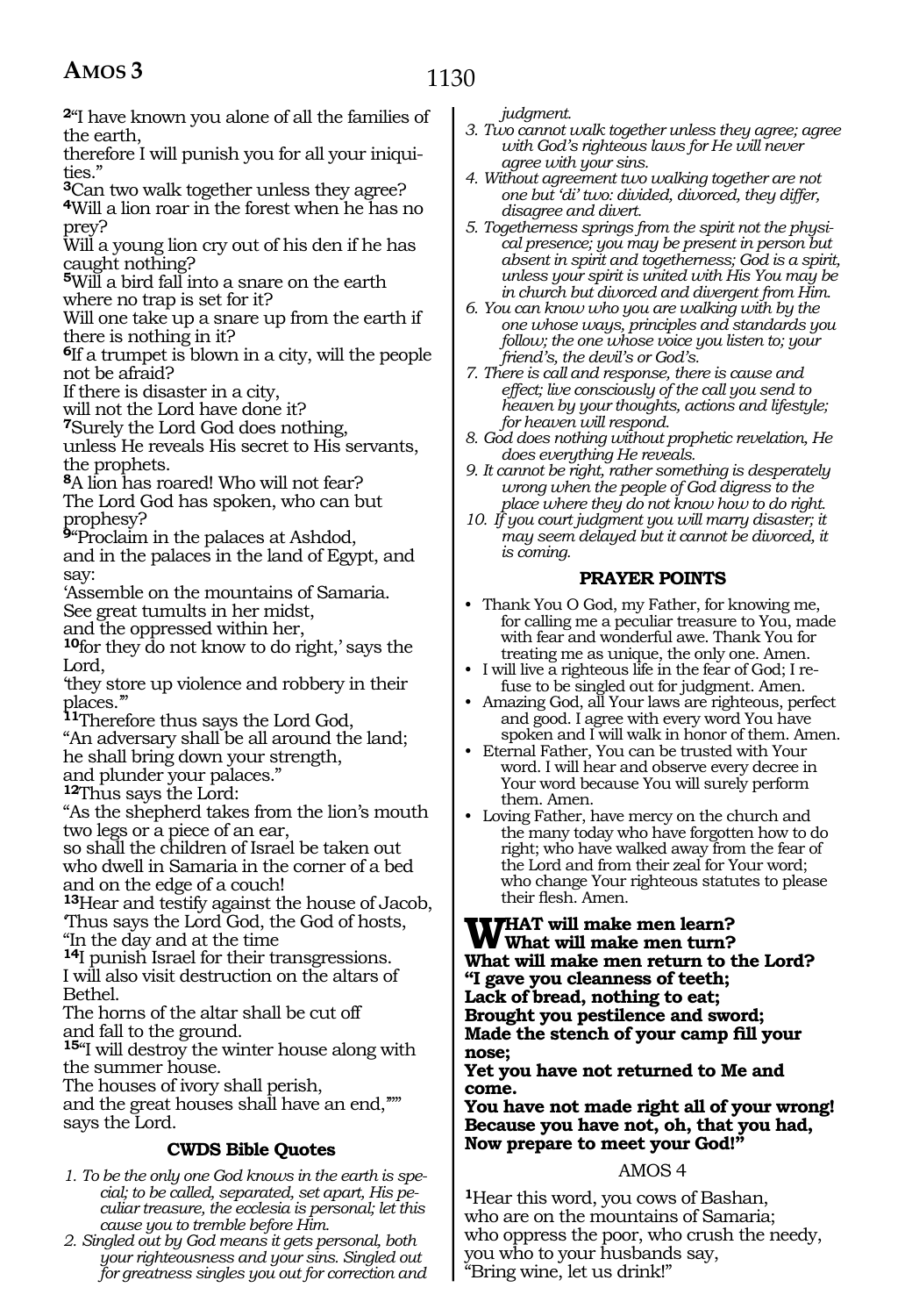[2]"I have known you alone of all the families of the earth,
therefore I will punish you for all your iniquities."
[3]Can two walk together unless they agree?
[4]Will a lion roar in the forest when he has no prey?
Will a young lion cry out of his den if he has caught nothing?
[5]Will a bird fall into a snare on the earth where no trap is set for it?
Will one take up a snare up from the earth if there is nothing in it?
[6]If a trumpet is blown in a city, will the people not be afraid?
If there is disaster in a city,
will not the Lord have done it?
[7]Surely the Lord God does nothing,
unless He reveals His secret to His servants, the prophets.
[8]A lion has roared! Who will not fear?
The Lord God has spoken, who can but prophesy?
[9]"Proclaim in the palaces at Ashdod,
and in the palaces in the land of Egypt, and say:
'Assemble on the mountains of Samaria.
See great tumults in her midst,
and the oppressed within her,
[10]for they do not know to do right,' says the Lord,
'they store up violence and robbery in their places.'"
[11]Therefore thus says the Lord God,
"An adversary shall be all around the land;
he shall bring down your strength,
and plunder your palaces."
[12]Thus says the Lord:
"As the shepherd takes from the lion's mouth two legs or a piece of an ear,
so shall the children of Israel be taken out who dwell in Samaria in the corner of a bed and on the edge of a couch!
[13]Hear and testify against the house of Jacob,
'Thus says the Lord God, the God of hosts,
"In the day and at the time
[14]I punish Israel for their transgressions.
I will also visit destruction on the altars of Bethel.
The horns of the altar shall be cut off
and fall to the ground.
[15]"I will destroy the winter house along with the summer house.
The houses of ivory shall perish,
and the great houses shall have an end,""
says the Lord.

### CWDS Bible Quotes

1. *To be the only one God knows in the earth is special; to be called, separated, set apart, His peculiar treasure, the ecclesia is personal; let this cause you to tremble before Him.*
2. *Singled out by God means it gets personal, both your righteousness and your sins. Singled out for greatness singles you out for correction and judgment.*
3. *Two cannot walk together unless they agree; agree with God's righteous laws for He will never agree with your sins.*
4. *Without agreement two walking together are not one but 'di' two: divided, divorced, they differ, disagree and divert.*
5. *Togetherness springs from the spirit not the physical presence; you may be present in person but absent in spirit and togetherness; God is a spirit, unless your spirit is united with His You may be in church but divorced and divergent from Him.*
6. *You can know who you are walking with by the one whose ways, principles and standards you follow; the one whose voice you listen to; your friend's, the devil's or God's.*
7. *There is call and response, there is cause and effect; live consciously of the call you send to heaven by your thoughts, actions and lifestyle; for heaven will respond.*
8. *God does nothing without prophetic revelation, He does everything He reveals.*
9. *It cannot be right, rather something is desperately wrong when the people of God digress to the place where they do not know how to do right.*
10. *If you court judgment you will marry disaster; it may seem delayed but it cannot be divorced, it is coming.*

### PRAYER POINTS

- Thank You O God, my Father, for knowing me, for calling me a peculiar treasure to You, made with fear and wonderful awe. Thank You for treating me as unique, the only one. Amen.
- I will live a righteous life in the fear of God; I refuse to be singled out for judgment. Amen.
- Amazing God, all Your laws are righteous, perfect and good. I agree with every word You have spoken and I will walk in honor of them. Amen.
- Eternal Father, You can be trusted with Your word. I will hear and observe every decree in Your word because You will surely perform them. Amen.
- Loving Father, have mercy on the church and the many today who have forgotten how to do right; who have walked away from the fear of the Lord and from their zeal for Your word; who change Your righteous statutes to please their flesh. Amen.

**WHAT will make men learn?**
**What will make men turn?**
**What will make men return to the Lord?**
**"I gave you cleanness of teeth;**
**Lack of bread, nothing to eat;**
**Brought you pestilence and sword;**
**Made the stench of your camp fill your nose;**
**Yet you have not returned to Me and come.**
**You have not made right all of your wrong!**
**Because you have not, oh, that you had,**
**Now prepare to meet your God!"**

## AMOS 4

[1]Hear this word, you cows of Bashan,
who are on the mountains of Samaria;
who oppress the poor, who crush the needy,
you who to your husbands say,
"Bring wine, let us drink!"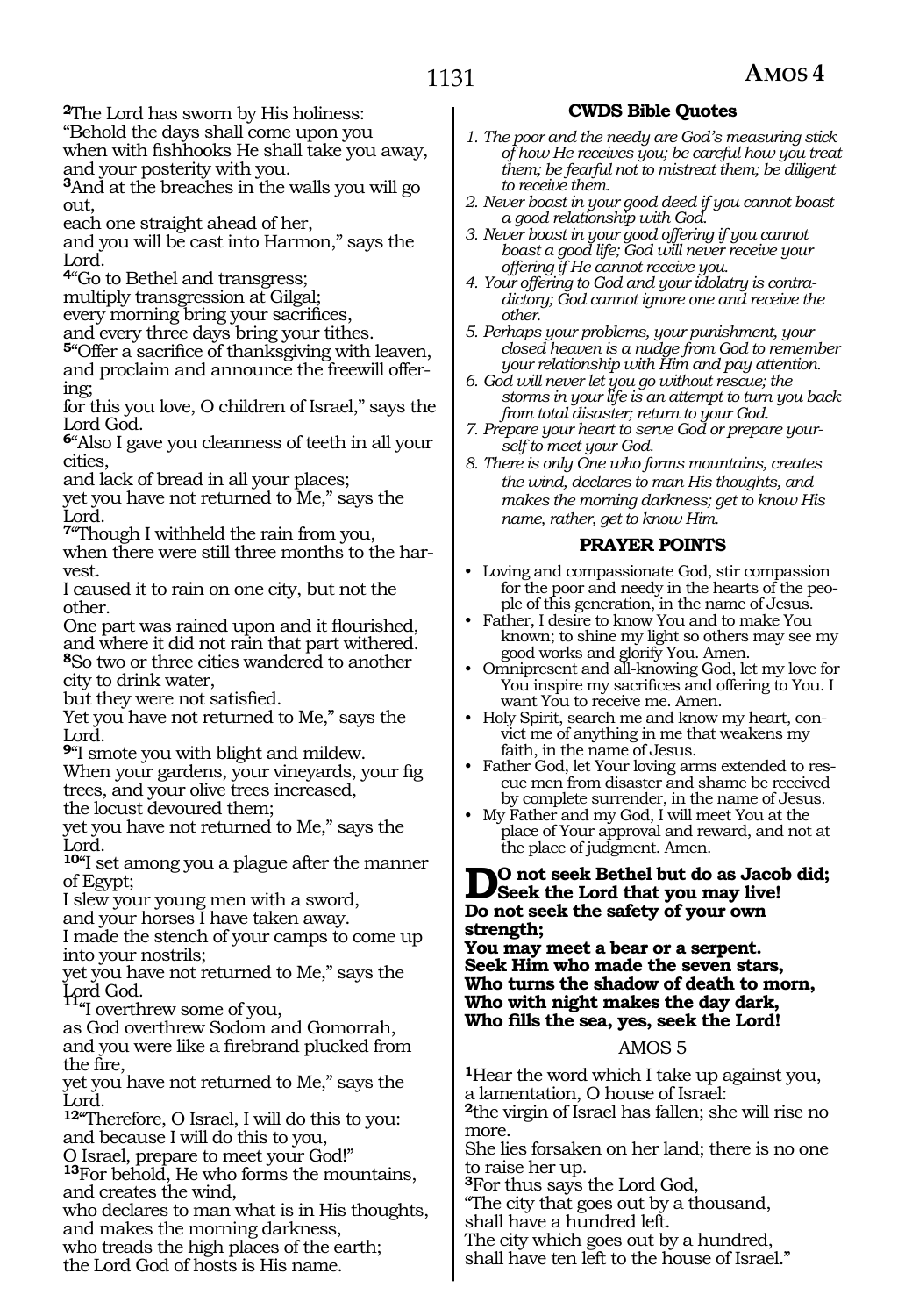[2]The Lord has sworn by His holiness:
"Behold the days shall come upon you
when with fishhooks He shall take you away,
and your posterity with you.
[3]And at the breaches in the walls you will go out,
each one straight ahead of her,
and you will be cast into Harmon," says the Lord.
[4]"Go to Bethel and transgress;
multiply transgression at Gilgal;
every morning bring your sacrifices,
and every three days bring your tithes.
[5]"Offer a sacrifice of thanksgiving with leaven,
and proclaim and announce the freewill offering;
for this you love, O children of Israel," says the Lord God.
[6]"Also I gave you cleanness of teeth in all your cities,
and lack of bread in all your places;
yet you have not returned to Me," says the Lord.
[7]"Though I withheld the rain from you,
when there were still three months to the harvest.
I caused it to rain on one city, but not the other.
One part was rained upon and it flourished,
and where it did not rain that part withered.
[8]So two or three cities wandered to another city to drink water,
but they were not satisfied.
Yet you have not returned to Me," says the Lord.
[9]"I smote you with blight and mildew.
When your gardens, your vineyards, your fig trees, and your olive trees increased,
the locust devoured them;
yet you have not returned to Me," says the Lord.
[10]"I set among you a plague after the manner of Egypt;
I slew your young men with a sword,
and your horses I have taken away.
I made the stench of your camps to come up into your nostrils;
yet you have not returned to Me," says the Lord God.
[11]"I overthrew some of you,
as God overthrew Sodom and Gomorrah,
and you were like a firebrand plucked from the fire,
yet you have not returned to Me," says the Lord.
[12]"Therefore, O Israel, I will do this to you:
and because I will do this to you,
O Israel, prepare to meet your God!"
[13]For behold, He who forms the mountains,
and creates the wind,
who declares to man what is in His thoughts,
and makes the morning darkness,
who treads the high places of the earth;
the Lord God of hosts is His name.

**CWDS Bible Quotes**

*1. The poor and the needy are God's measuring stick of how He receives you; be careful how you treat them; be fearful not to mistreat them; be diligent to receive them.*
*2. Never boast in your good deed if you cannot boast a good relationship with God.*
*3. Never boast in your good offering if you cannot boast a good life; God will never receive your offering if He cannot receive you.*
*4. Your offering to God and your idolatry is contradictory; God cannot ignore one and receive the other.*
*5. Perhaps your problems, your punishment, your closed heaven is a nudge from God to remember your relationship with Him and pay attention.*
*6. God will never let you go without rescue; the storms in your life is an attempt to turn you back from total disaster; return to your God.*
*7. Prepare your heart to serve God or prepare yourself to meet your God.*
*8. There is only One who forms mountains, creates the wind, declares to man His thoughts, and makes the morning darkness; get to know His name, rather, get to know Him.*

**PRAYER POINTS**

- Loving and compassionate God, stir compassion for the poor and needy in the hearts of the people of this generation, in the name of Jesus.
- Father, I desire to know You and to make You known; to shine my light so others may see my good works and glorify You. Amen.
- Omnipresent and all-knowing God, let my love for You inspire my sacrifices and offering to You. I want You to receive me. Amen.
- Holy Spirit, search me and know my heart, convict me of anything in me that weakens my faith, in the name of Jesus.
- Father God, let Your loving arms extended to rescue men from disaster and shame be received by complete surrender, in the name of Jesus.
- My Father and my God, I will meet You at the place of Your approval and reward, and not at the place of judgment. Amen.

**DO not seek Bethel but do as Jacob did;**
**Seek the Lord that you may live!**
**Do not seek the safety of your own strength;**
**You may meet a bear or a serpent.**
**Seek Him who made the seven stars,**
**Who turns the shadow of death to morn,**
**Who with night makes the day dark,**
**Who fills the sea, yes, seek the Lord!**

## AMOS 5

[1]Hear the word which I take up against you, a lamentation, O house of Israel:
[2]the virgin of Israel has fallen; she will rise no more.
She lies forsaken on her land; there is no one to raise her up.
[3]For thus says the Lord God,
"The city that goes out by a thousand,
shall have a hundred left.
The city which goes out by a hundred,
shall have ten left to the house of Israel."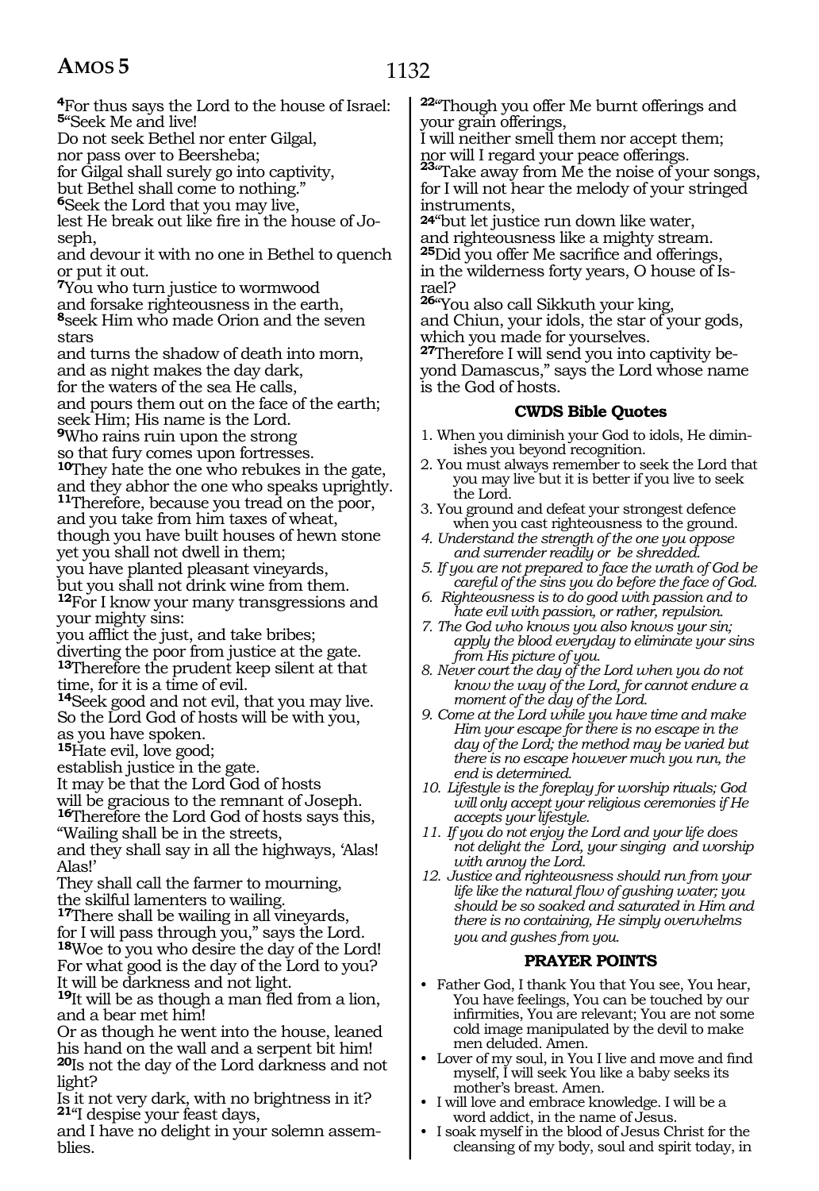[4]For thus says the Lord to the house of Israel:
[5]"Seek Me and live!
Do not seek Bethel nor enter Gilgal,
nor pass over to Beersheba;
for Gilgal shall surely go into captivity,
but Bethel shall come to nothing."
[6]Seek the Lord that you may live,
lest He break out like fire in the house of Joseph,
and devour it with no one in Bethel to quench or put it out.
[7]You who turn justice to wormwood
and forsake righteousness in the earth,
[8]seek Him who made Orion and the seven stars
and turns the shadow of death into morn,
and as night makes the day dark,
for the waters of the sea He calls,
and pours them out on the face of the earth;
seek Him; His name is the Lord.
[9]Who rains ruin upon the strong
so that fury comes upon fortresses.
[10]They hate the one who rebukes in the gate,
and they abhor the one who speaks uprightly.
[11]Therefore, because you tread on the poor,
and you take from him taxes of wheat,
though you have built houses of hewn stone
yet you shall not dwell in them;
you have planted pleasant vineyards,
but you shall not drink wine from them.
[12]For I know your many transgressions and your mighty sins:
you afflict the just, and take bribes;
diverting the poor from justice at the gate.
[13]Therefore the prudent keep silent at that time, for it is a time of evil.
[14]Seek good and not evil, that you may live.
So the Lord God of hosts will be with you,
as you have spoken.
[15]Hate evil, love good;
establish justice in the gate.
It may be that the Lord God of hosts
will be gracious to the remnant of Joseph.
[16]Therefore the Lord God of hosts says this,
"Wailing shall be in the streets,
and they shall say in all the highways, 'Alas! Alas!'
They shall call the farmer to mourning,
the skilful lamenters to wailing.
[17]There shall be wailing in all vineyards,
for I will pass through you," says the Lord.
[18]Woe to you who desire the day of the Lord!
For what good is the day of the Lord to you?
It will be darkness and not light.
[19]It will be as though a man fled from a lion,
and a bear met him!
Or as though he went into the house, leaned his hand on the wall and a serpent bit him!
[20]Is not the day of the Lord darkness and not light?
Is it not very dark, with no brightness in it?
[21]"I despise your feast days,
and I have no delight in your solemn assemblies.
[22]"Though you offer Me burnt offerings and your grain offerings,
I will neither smell them nor accept them;
nor will I regard your peace offerings.
[23]"Take away from Me the noise of your songs,
for I will not hear the melody of your stringed instruments,
[24]"but let justice run down like water,
and righteousness like a mighty stream.
[25]Did you offer Me sacrifice and offerings,
in the wilderness forty years, O house of Israel?
[26]"You also call Sikkuth your king,
and Chiun, your idols, the star of your gods,
which you made for yourselves.
[27]Therefore I will send you into captivity beyond Damascus," says the Lord whose name is the God of hosts.

### CWDS Bible Quotes

1. When you diminish your God to idols, He diminishes you beyond recognition.
2. You must always remember to seek the Lord that you may live but it is better if you live to seek the Lord.
3. You ground and defeat your strongest defence when you cast righteousness to the ground.
4. *Understand the strength of the one you oppose and surrender readily or be shredded.*
5. *If you are not prepared to face the wrath of God be careful of the sins you do before the face of God.*
6. *Righteousness is to do good with passion and to hate evil with passion, or rather, repulsion.*
7. *The God who knows you also knows your sin; apply the blood everyday to eliminate your sins from His picture of you.*
8. *Never court the day of the Lord when you do not know the way of the Lord, for cannot endure a moment of the day of the Lord.*
9. *Come at the Lord while you have time and make Him your escape for there is no escape in the day of the Lord; the method may be varied but there is no escape however much you run, the end is determined.*
10. *Lifestyle is the foreplay for worship rituals; God will only accept your religious ceremonies if He accepts your lifestyle.*
11. *If you do not enjoy the Lord and your life does not delight the Lord, your singing and worship with annoy the Lord.*
12. *Justice and righteousness should run from your life like the natural flow of gushing water; you should be so soaked and saturated in Him and there is no containing, He simply overwhelms you and gushes from you.*

### PRAYER POINTS

- Father God, I thank You that You see, You hear, You have feelings, You can be touched by our infirmities, You are relevant; You are not some cold image manipulated by the devil to make men deluded. Amen.
- Lover of my soul, in You I live and move and find myself, I will seek You like a baby seeks its mother's breast. Amen.
- I will love and embrace knowledge. I will be a word addict, in the name of Jesus.
- I soak myself in the blood of Jesus Christ for the cleansing of my body, soul and spirit today, in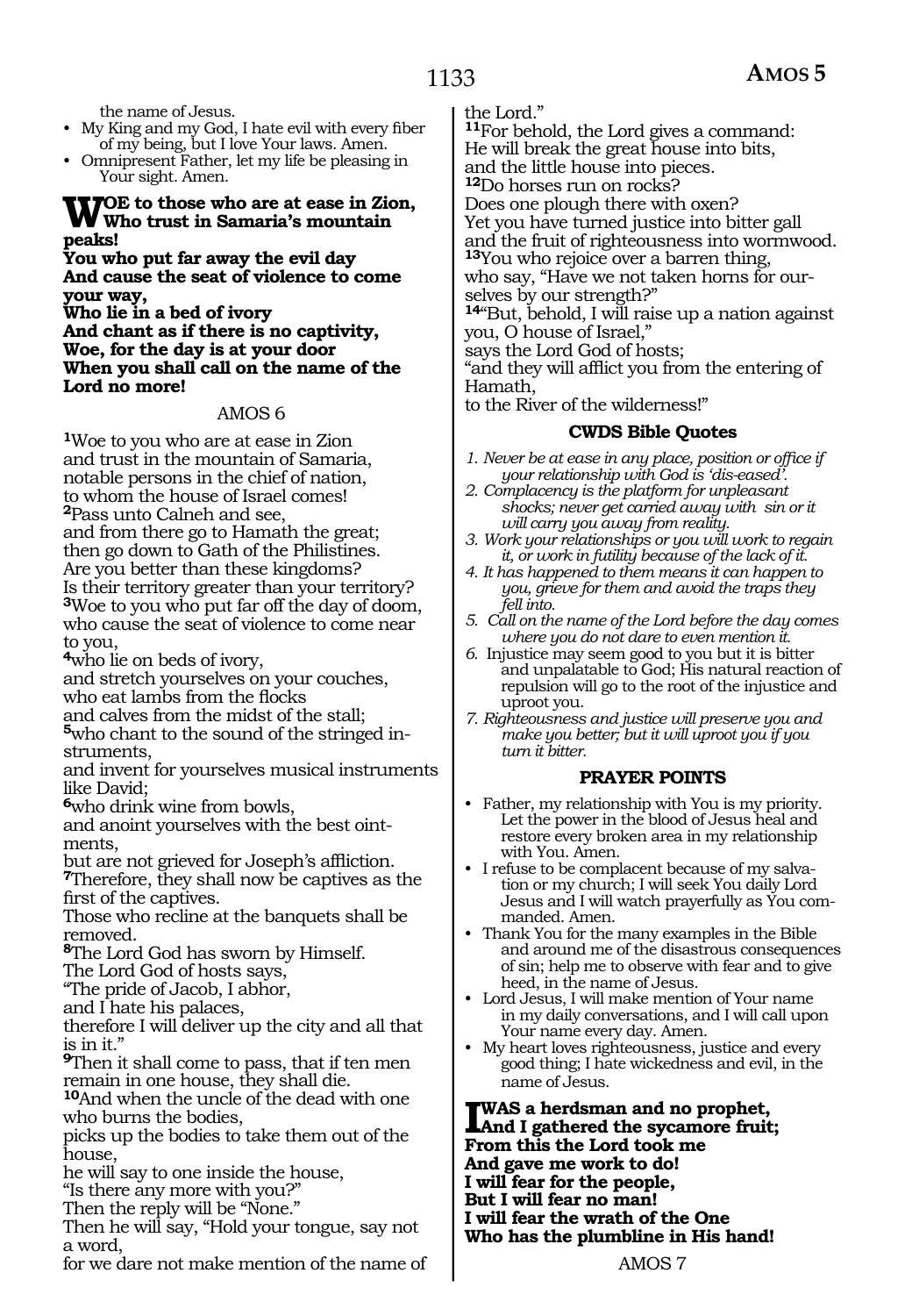the name of Jesus.

- My King and my God, I hate evil with every fiber of my being, but I love Your laws. Amen.
- Omnipresent Father, let my life be pleasing in Your sight. Amen.

**WOE to those who are at ease in Zion,**
**Who trust in Samaria's mountain peaks!**
**You who put far away the evil day**
**And cause the seat of violence to come your way,**
**Who lie in a bed of ivory**
**And chant as if there is no captivity,**
**Woe, for the day is at your door**
**When you shall call on the name of the Lord no more!**

## AMOS 6

1 Woe to you who are at ease in Zion
and trust in the mountain of Samaria,
notable persons in the chief of nation,
to whom the house of Israel comes!
2 Pass unto Calneh and see,
and from there go to Hamath the great;
then go down to Gath of the Philistines.
Are you better than these kingdoms?
Is their territory greater than your territory?
3 Woe to you who put far off the day of doom,
who cause the seat of violence to come near to you,
4 who lie on beds of ivory,
and stretch yourselves on your couches,
who eat lambs from the flocks
and calves from the midst of the stall;
5 who chant to the sound of the stringed instruments,
and invent for yourselves musical instruments like David;
6 who drink wine from bowls,
and anoint yourselves with the best ointments,
but are not grieved for Joseph's affliction.
7 Therefore, they shall now be captives as the first of the captives.
Those who recline at the banquets shall be removed.
8 The Lord God has sworn by Himself.
The Lord God of hosts says,
"The pride of Jacob, I abhor,
and I hate his palaces,
therefore I will deliver up the city and all that is in it."
9 Then it shall come to pass, that if ten men remain in one house, they shall die.
10 And when the uncle of the dead with one who burns the bodies,
picks up the bodies to take them out of the house,
he will say to one inside the house,
"Is there any more with you?"
Then the reply will be "None."
Then he will say, "Hold your tongue, say not a word,
for we dare not make mention of the name of the Lord."
11 For behold, the Lord gives a command:
He will break the great house into bits,
and the little house into pieces.
12 Do horses run on rocks?
Does one plough there with oxen?
Yet you have turned justice into bitter gall
and the fruit of righteousness into wormwood.
13 You who rejoice over a barren thing,
who say, "Have we not taken horns for ourselves by our strength?"
14 "But, behold, I will raise up a nation against you, O house of Israel,"
says the Lord God of hosts;
"and they will afflict you from the entering of Hamath,
to the River of the wilderness!"

### CWDS Bible Quotes

1. *Never be at ease in any place, position or office if your relationship with God is 'dis-eased'.*
2. *Complacency is the platform for unpleasant shocks; never get carried away with sin or it will carry you away from reality.*
3. *Work your relationships or you will work to regain it, or work in futility because of the lack of it.*
4. *It has happened to them means it can happen to you, grieve for them and avoid the traps they fell into.*
5. *Call on the name of the Lord before the day comes where you do not dare to even mention it.*
6. Injustice may seem good to you but it is bitter and unpalatable to God; His natural reaction of repulsion will go to the root of the injustice and uproot you.
7. *Righteousness and justice will preserve you and make you better; but it will uproot you if you turn it bitter.*

### PRAYER POINTS

- Father, my relationship with You is my priority. Let the power in the blood of Jesus heal and restore every broken area in my relationship with You. Amen.
- I refuse to be complacent because of my salvation or my church; I will seek You daily Lord Jesus and I will watch prayerfully as You commanded. Amen.
- Thank You for the many examples in the Bible and around me of the disastrous consequences of sin; help me to observe with fear and to give heed, in the name of Jesus.
- Lord Jesus, I will make mention of Your name in my daily conversations, and I will call upon Your name every day. Amen.
- My heart loves righteousness, justice and every good thing; I hate wickedness and evil, in the name of Jesus.

**I WAS a herdsman and no prophet,**
**And I gathered the sycamore fruit;**
**From this the Lord took me**
**And gave me work to do!**
**I will fear for the people,**
**But I will fear no man!**
**I will fear the wrath of the One**
**Who has the plumbline in His hand!**

## AMOS 7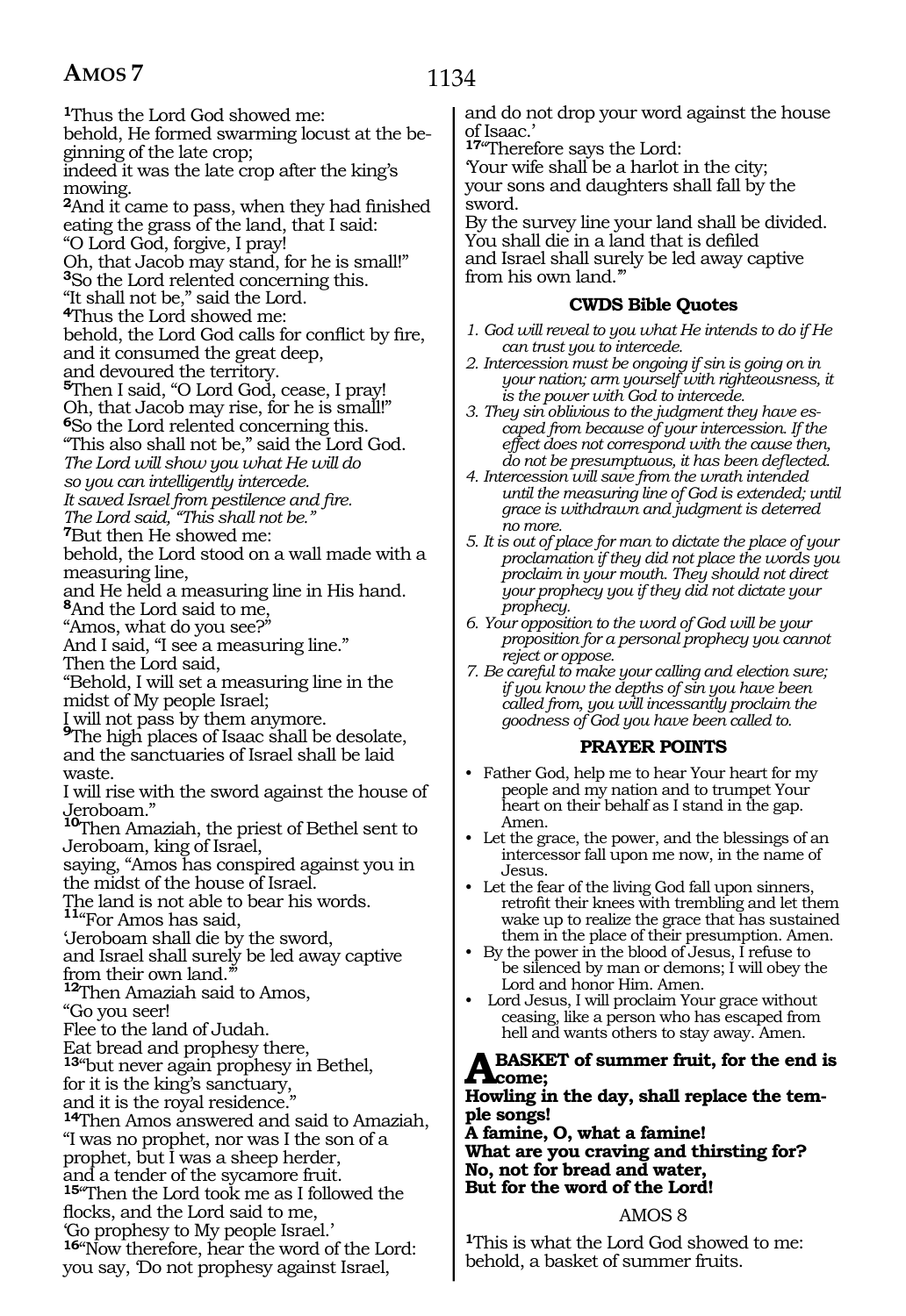# Amos 7

[1]Thus the Lord God showed me:
behold, He formed swarming locust at the beginning of the late crop;
indeed it was the late crop after the king's mowing.
[2]And it came to pass, when they had finished eating the grass of the land, that I said:
"O Lord God, forgive, I pray!
Oh, that Jacob may stand, for he is small!"
[3]So the Lord relented concerning this.
"It shall not be," said the Lord.
[4]Thus the Lord showed me:
behold, the Lord God calls for conflict by fire,
and it consumed the great deep,
and devoured the territory.
[5]Then I said, "O Lord God, cease, I pray!
Oh, that Jacob may rise, for he is small!"
[6]So the Lord relented concerning this.
"This also shall not be," said the Lord God.
*The Lord will show you what He will do*
*so you can intelligently intercede.*
*It saved Israel from pestilence and fire.*
*The Lord said, "This shall not be."*
[7]But then He showed me:
behold, the Lord stood on a wall made with a measuring line,
and He held a measuring line in His hand.
[8]And the Lord said to me,
"Amos, what do you see?"
And I said, "I see a measuring line."
Then the Lord said,
"Behold, I will set a measuring line in the midst of My people Israel;
I will not pass by them anymore.
[9]The high places of Isaac shall be desolate,
and the sanctuaries of Israel shall be laid waste.
I will rise with the sword against the house of Jeroboam."
[10]Then Amaziah, the priest of Bethel sent to Jeroboam, king of Israel,
saying, "Amos has conspired against you in the midst of the house of Israel.
The land is not able to bear his words.
[11]"For Amos has said,
'Jeroboam shall die by the sword,
and Israel shall surely be led away captive from their own land.'"
[12]Then Amaziah said to Amos,
"Go you seer!
Flee to the land of Judah.
Eat bread and prophesy there,
[13]"but never again prophesy in Bethel,
for it is the king's sanctuary,
and it is the royal residence."
[14]Then Amos answered and said to Amaziah,
"I was no prophet, nor was I the son of a prophet, but I was a sheep herder,
and a tender of the sycamore fruit.
[15]"Then the Lord took me as I followed the flocks, and the Lord said to me,
'Go prophesy to My people Israel.'
[16]"Now therefore, hear the word of the Lord:
you say, 'Do not prophesy against Israel,
and do not drop your word against the house of Isaac.'
[17]"Therefore says the Lord:
'Your wife shall be a harlot in the city;
your sons and daughters shall fall by the sword.
By the survey line your land shall be divided.
You shall die in a land that is defiled
and Israel shall surely be led away captive from his own land.'"

### CWDS Bible Quotes

*1. God will reveal to you what He intends to do if He can trust you to intercede.*
*2. Intercession must be ongoing if sin is going on in your nation; arm yourself with righteousness, it is the power with God to intercede.*
*3. They sin oblivious to the judgment they have escaped from because of your intercession. If the effect does not correspond with the cause then, do not be presumptuous, it has been deflected.*
*4. Intercession will save from the wrath intended until the measuring line of God is extended; until grace is withdrawn and judgment is deterred no more.*
*5. It is out of place for man to dictate the place of your proclamation if they did not place the words you proclaim in your mouth. They should not direct your prophecy you if they did not dictate your prophecy.*
*6. Your opposition to the word of God will be your proposition for a personal prophecy you cannot reject or oppose.*
*7. Be careful to make your calling and election sure; if you know the depths of sin you have been called from, you will incessantly proclaim the goodness of God you have been called to.*

### PRAYER POINTS

- Father God, help me to hear Your heart for my people and my nation and to trumpet Your heart on their behalf as I stand in the gap. Amen.
- Let the grace, the power, and the blessings of an intercessor fall upon me now, in the name of Jesus.
- Let the fear of the living God fall upon sinners, retrofit their knees with trembling and let them wake up to realize the grace that has sustained them in the place of their presumption. Amen.
- By the power in the blood of Jesus, I refuse to be silenced by man or demons; I will obey the Lord and honor Him. Amen.
- Lord Jesus, I will proclaim Your grace without ceasing, like a person who has escaped from hell and wants others to stay away. Amen.

**A BASKET of summer fruit, for the end is come;**
**Howling in the day, shall replace the temple songs!**
**A famine, O, what a famine!**
**What are you craving and thirsting for?**
**No, not for bread and water,**
**But for the word of the Lord!**

## AMOS 8

[1]This is what the Lord God showed to me:
behold, a basket of summer fruits.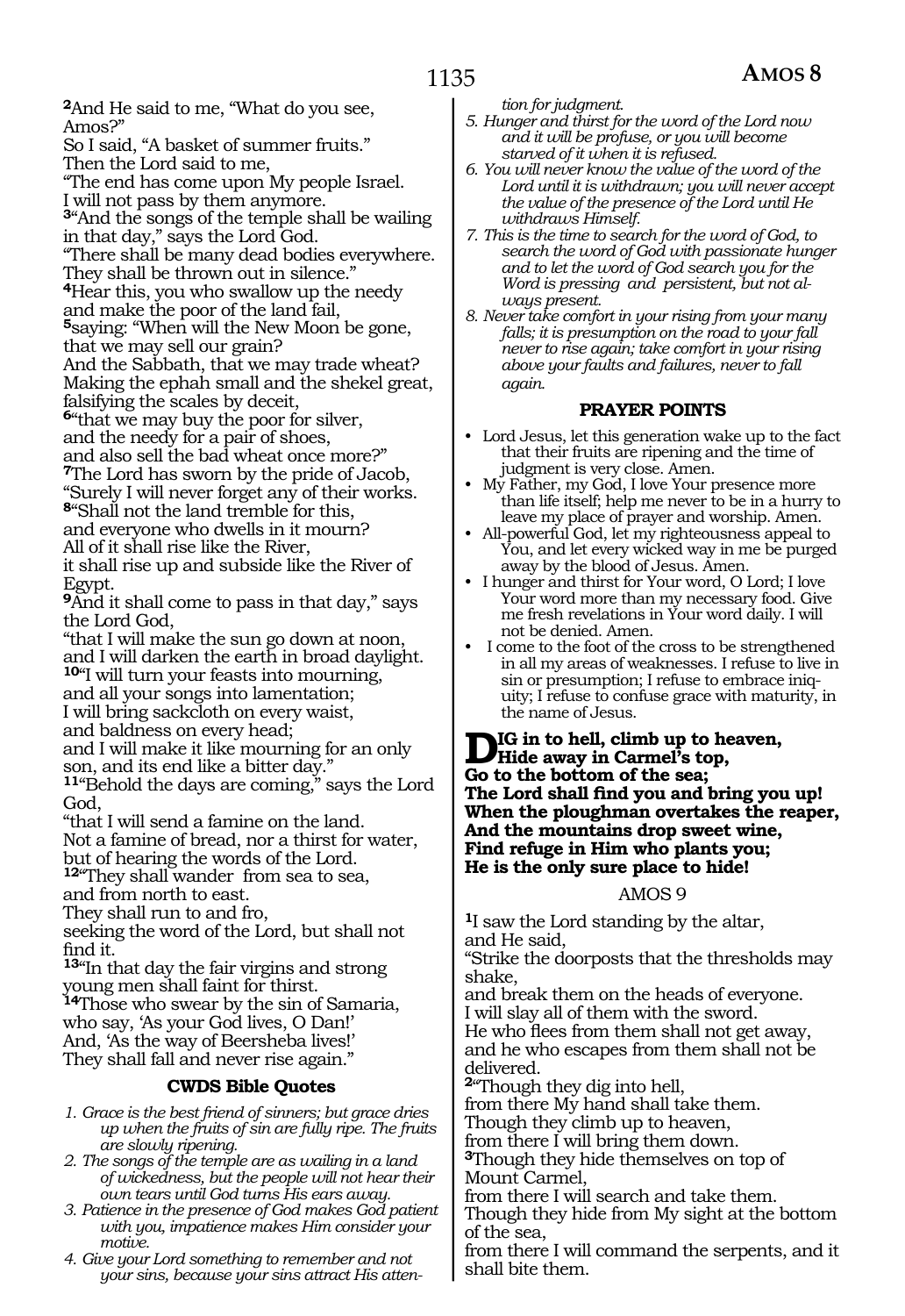[2]And He said to me, "What do you see, Amos?"
So I said, "A basket of summer fruits."
Then the Lord said to me,
"The end has come upon My people Israel.
I will not pass by them anymore.
[3]"And the songs of the temple shall be wailing in that day," says the Lord God.
"There shall be many dead bodies everywhere.
They shall be thrown out in silence."
[4]Hear this, you who swallow up the needy and make the poor of the land fail,
[5]saying: "When will the New Moon be gone, that we may sell our grain?
And the Sabbath, that we may trade wheat?
Making the ephah small and the shekel great, falsifying the scales by deceit,
[6]"that we may buy the poor for silver, and the needy for a pair of shoes, and also sell the bad wheat once more?"
[7]The Lord has sworn by the pride of Jacob,
"Surely I will never forget any of their works.
[8]"Shall not the land tremble for this, and everyone who dwells in it mourn?
All of it shall rise like the River, it shall rise up and subside like the River of Egypt.
[9]And it shall come to pass in that day," says the Lord God,
"that I will make the sun go down at noon, and I will darken the earth in broad daylight.
[10]"I will turn your feasts into mourning, and all your songs into lamentation;
I will bring sackcloth on every waist, and baldness on every head;
and I will make it like mourning for an only son, and its end like a bitter day."
[11]"Behold the days are coming," says the Lord God,
"that I will send a famine on the land.
Not a famine of bread, nor a thirst for water, but of hearing the words of the Lord.
[12]"They shall wander from sea to sea, and from north to east.
They shall run to and fro, seeking the word of the Lord, but shall not find it.
[13]"In that day the fair virgins and strong young men shall faint for thirst.
[14]Those who swear by the sin of Samaria, who say, 'As your God lives, O Dan!'
And, 'As the way of Beersheba lives!'
They shall fall and never rise again."

### CWDS Bible Quotes

1. *Grace is the best friend of sinners; but grace dries up when the fruits of sin are fully ripe. The fruits are slowly ripening.*
2. *The songs of the temple are as wailing in a land of wickedness, but the people will not hear their own tears until God turns His ears away.*
3. *Patience in the presence of God makes God patient with you, impatience makes Him consider your motive.*
4. *Give your Lord something to remember and not your sins, because your sins attract His attention for judgment.*
5. *Hunger and thirst for the word of the Lord now and it will be profuse, or you will become starved of it when it is refused.*
6. *You will never know the value of the word of the Lord until it is withdrawn; you will never accept the value of the presence of the Lord until He withdraws Himself.*
7. *This is the time to search for the word of God, to search the word of God with passionate hunger and to let the word of God search you for the Word is pressing and persistent, but not always present.*
8. *Never take comfort in your rising from your many falls; it is presumption on the road to your fall never to rise again; take comfort in your rising above your faults and failures, never to fall again.*

### PRAYER POINTS

- Lord Jesus, let this generation wake up to the fact that their fruits are ripening and the time of judgment is very close. Amen.
- My Father, my God, I love Your presence more than life itself; help me never to be in a hurry to leave my place of prayer and worship. Amen.
- All-powerful God, let my righteousness appeal to You, and let every wicked way in me be purged away by the blood of Jesus. Amen.
- I hunger and thirst for Your word, O Lord; I love Your word more than my necessary food. Give me fresh revelations in Your word daily. I will not be denied. Amen.
- I come to the foot of the cross to be strengthened in all my areas of weaknesses. I refuse to live in sin or presumption; I refuse to embrace iniquity; I refuse to confuse grace with maturity, in the name of Jesus.

**DIG in to hell, climb up to heaven,**
**Hide away in Carmel's top,**
**Go to the bottom of the sea;**
**The Lord shall find you and bring you up!**
**When the ploughman overtakes the reaper,**
**And the mountains drop sweet wine,**
**Find refuge in Him who plants you;**
**He is the only sure place to hide!**

## AMOS 9

[1]I saw the Lord standing by the altar, and He said,
"Strike the doorposts that the thresholds may shake,
and break them on the heads of everyone.
I will slay all of them with the sword.
He who flees from them shall not get away, and he who escapes from them shall not be delivered.
[2]"Though they dig into hell, from there My hand shall take them.
Though they climb up to heaven, from there I will bring them down.
[3]Though they hide themselves on top of Mount Carmel, from there I will search and take them.
Though they hide from My sight at the bottom of the sea, from there I will command the serpents, and it shall bite them.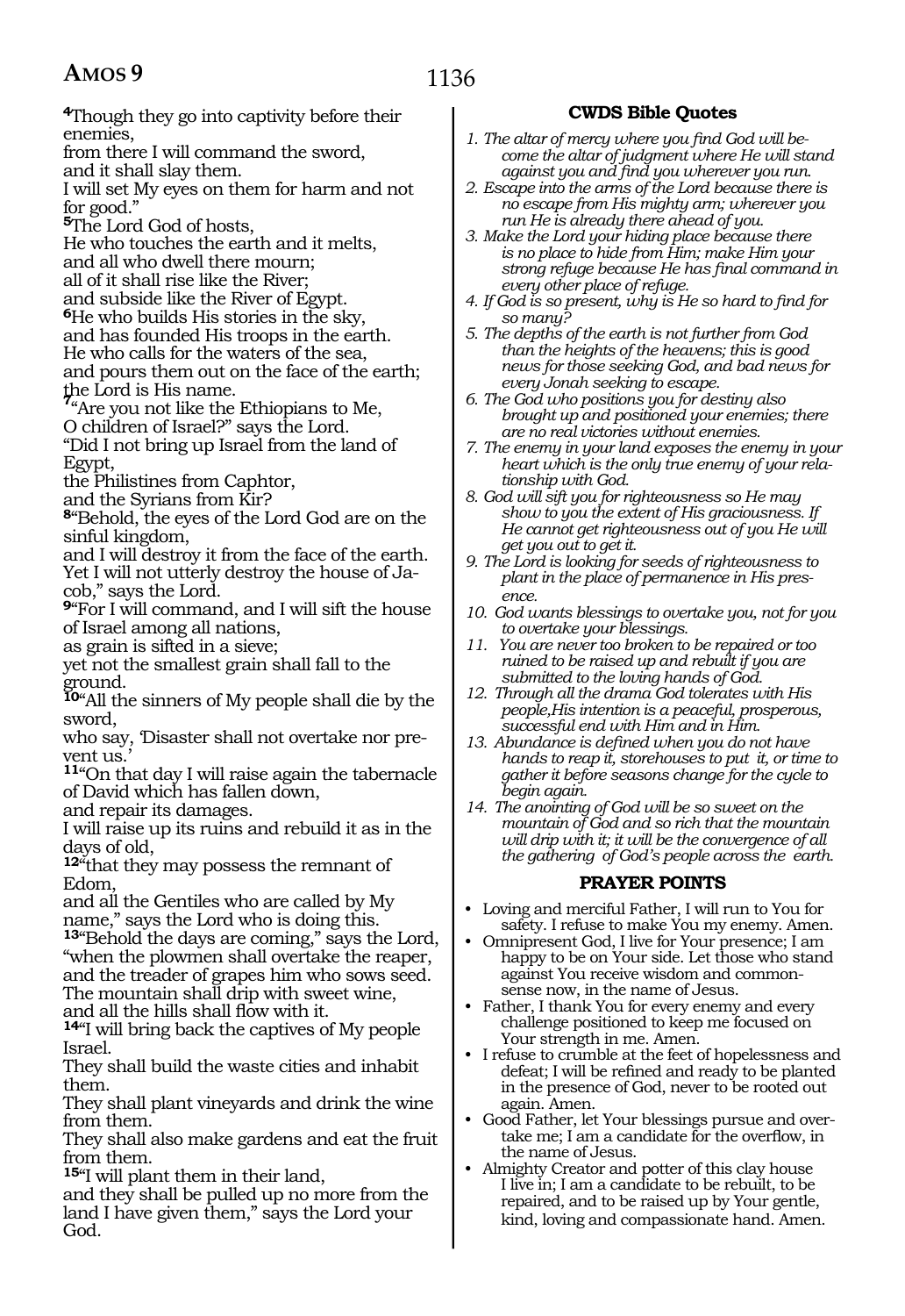[4]Though they go into captivity before their enemies,
from there I will command the sword,
and it shall slay them.
I will set My eyes on them for harm and not for good."
[5]The Lord God of hosts,
He who touches the earth and it melts,
and all who dwell there mourn;
all of it shall rise like the River;
and subside like the River of Egypt.
[6]He who builds His stories in the sky,
and has founded His troops in the earth.
He who calls for the waters of the sea,
and pours them out on the face of the earth;
the Lord is His name.
[7]"Are you not like the Ethiopians to Me,
O children of Israel?" says the Lord.
"Did I not bring up Israel from the land of Egypt,
the Philistines from Caphtor,
and the Syrians from Kir?
[8]"Behold, the eyes of the Lord God are on the sinful kingdom,
and I will destroy it from the face of the earth.
Yet I will not utterly destroy the house of Jacob," says the Lord.
[9]"For I will command, and I will sift the house of Israel among all nations,
as grain is sifted in a sieve;
yet not the smallest grain shall fall to the ground.
[10]"All the sinners of My people shall die by the sword,
who say, 'Disaster shall not overtake nor prevent us.'
[11]"On that day I will raise again the tabernacle of David which has fallen down,
and repair its damages.
I will raise up its ruins and rebuild it as in the days of old,
[12]"that they may possess the remnant of Edom,
and all the Gentiles who are called by My name," says the Lord who is doing this.
[13]"Behold the days are coming," says the Lord,
"when the plowmen shall overtake the reaper,
and the treader of grapes him who sows seed.
The mountain shall drip with sweet wine,
and all the hills shall flow with it.
[14]"I will bring back the captives of My people Israel.
They shall build the waste cities and inhabit them.
They shall plant vineyards and drink the wine from them.
They shall also make gardens and eat the fruit from them.
[15]"I will plant them in their land,
and they shall be pulled up no more from the land I have given them," says the Lord your God.

## CWDS Bible Quotes

1. *The altar of mercy where you find God will become the altar of judgment where He will stand against you and find you wherever you run.*
2. *Escape into the arms of the Lord because there is no escape from His mighty arm; wherever you run He is already there ahead of you.*
3. *Make the Lord your hiding place because there is no place to hide from Him; make Him your strong refuge because He has final command in every other place of refuge.*
4. *If God is so present, why is He so hard to find for so many?*
5. *The depths of the earth is not further from God than the heights of the heavens; this is good news for those seeking God, and bad news for every Jonah seeking to escape.*
6. *The God who positions you for destiny also brought up and positioned your enemies; there are no real victories without enemies.*
7. *The enemy in your land exposes the enemy in your heart which is the only true enemy of your relationship with God.*
8. *God will sift you for righteousness so He may show to you the extent of His graciousness. If He cannot get righteousness out of you He will get you out to get it.*
9. *The Lord is looking for seeds of righteousness to plant in the place of permanence in His presence.*
10. *God wants blessings to overtake you, not for you to overtake your blessings.*
11. *You are never too broken to be repaired or too ruined to be raised up and rebuilt if you are submitted to the loving hands of God.*
12. *Through all the drama God tolerates with His people,His intention is a peaceful, prosperous, successful end with Him and in Him.*
13. *Abundance is defined when you do not have hands to reap it, storehouses to put it, or time to gather it before seasons change for the cycle to begin again.*
14. *The anointing of God will be so sweet on the mountain of God and so rich that the mountain will drip with it; it will be the convergence of all the gathering of God's people across the earth.*

## PRAYER POINTS

- Loving and merciful Father, I will run to You for safety. I refuse to make You my enemy. Amen.
- Omnipresent God, I live for Your presence; I am happy to be on Your side. Let those who stand against You receive wisdom and commonsense now, in the name of Jesus.
- Father, I thank You for every enemy and every challenge positioned to keep me focused on Your strength in me. Amen.
- I refuse to crumble at the feet of hopelessness and defeat; I will be refined and ready to be planted in the presence of God, never to be rooted out again. Amen.
- Good Father, let Your blessings pursue and overtake me; I am a candidate for the overflow, in the name of Jesus.
- Almighty Creator and potter of this clay house I live in; I am a candidate to be rebuilt, to be repaired, and to be raised up by Your gentle, kind, loving and compassionate hand. Amen.